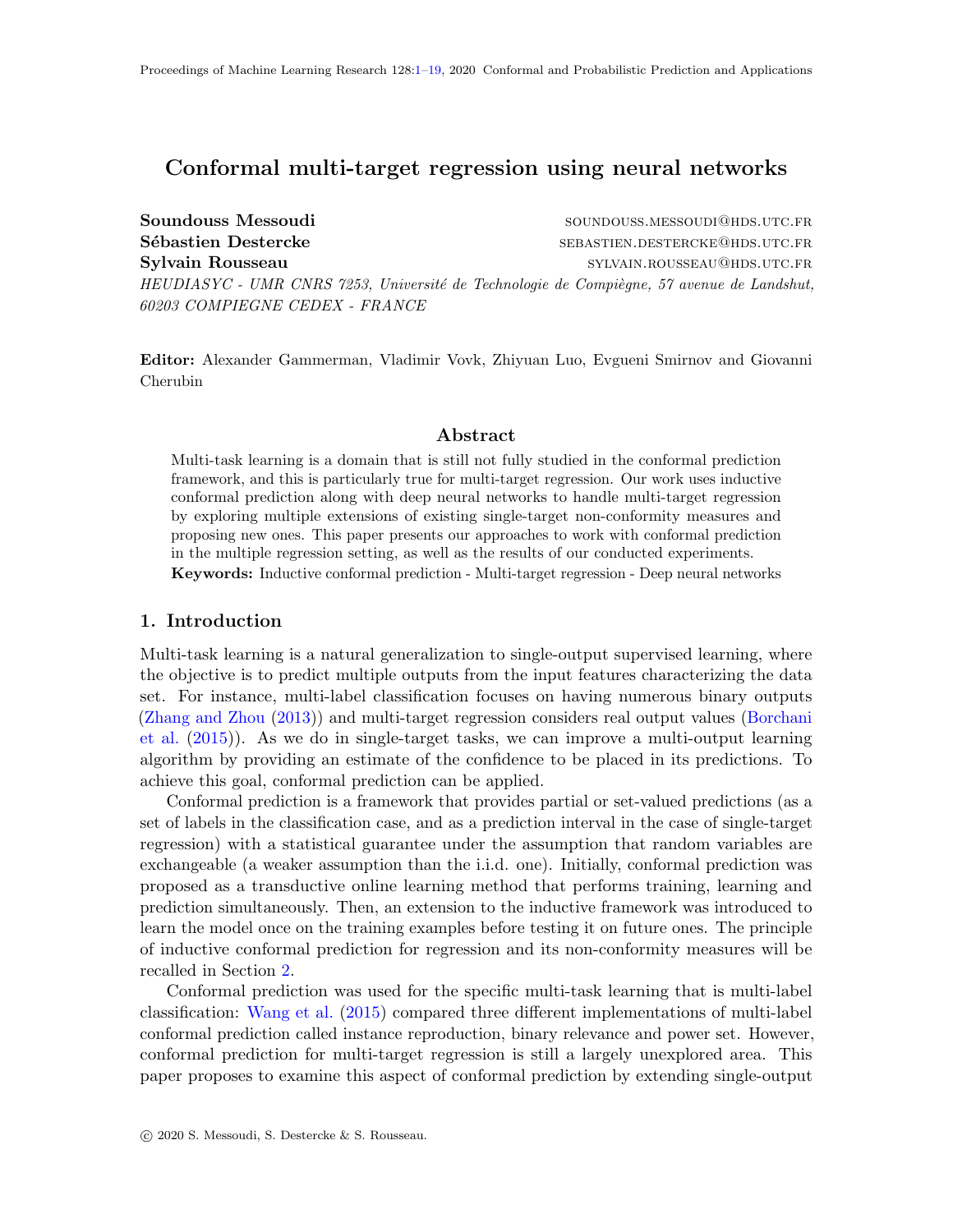# Conformal multi-target regression using neural networks

**Soundouss Messoudi** SOUNDOUSS.MESSOUDI@HDS.UTC.FR
**Sébastien Destercke** SEBASTIEN.DESTERCKE@HDS.UTC.FR
**Sylvain Rousseau** SYLVAIN.ROUSSEAU@HDS.UTC.FR

*HEUDIASYC - UMR CNRS 7253, Université de Technologie de Compiègne, 57 avenue de Landshut, 60203 COMPIEGNE CEDEX - FRANCE*

**Editor:** Alexander Gammerman, Vladimir Vovk, Zhiyuan Luo, Evgueni Smirnov and Giovanni Cherubin

## Abstract

Multi-task learning is a domain that is still not fully studied in the conformal prediction framework, and this is particularly true for multi-target regression. Our work uses inductive conformal prediction along with deep neural networks to handle multi-target regression by exploring multiple extensions of existing single-target non-conformity measures and proposing new ones. This paper presents our approaches to work with conformal prediction in the multiple regression setting, as well as the results of our conducted experiments.

**Keywords:** Inductive conformal prediction - Multi-target regression - Deep neural networks

## 1. Introduction

Multi-task learning is a natural generalization to single-output supervised learning, where the objective is to predict multiple outputs from the input features characterizing the data set. For instance, multi-label classification focuses on having numerous binary outputs (Zhang and Zhou (2013)) and multi-target regression considers real output values (Borchani et al. (2015)). As we do in single-target tasks, we can improve a multi-output learning algorithm by providing an estimate of the confidence to be placed in its predictions. To achieve this goal, conformal prediction can be applied.

Conformal prediction is a framework that provides partial or set-valued predictions (as a set of labels in the classification case, and as a prediction interval in the case of single-target regression) with a statistical guarantee under the assumption that random variables are exchangeable (a weaker assumption than the i.i.d. one). Initially, conformal prediction was proposed as a transductive online learning method that performs training, learning and prediction simultaneously. Then, an extension to the inductive framework was introduced to learn the model once on the training examples before testing it on future ones. The principle of inductive conformal prediction for regression and its non-conformity measures will be recalled in Section 2.

Conformal prediction was used for the specific multi-task learning that is multi-label classification: Wang et al. (2015) compared three different implementations of multi-label conformal prediction called instance reproduction, binary relevance and power set. However, conformal prediction for multi-target regression is still a largely unexplored area. This paper proposes to examine this aspect of conformal prediction by extending single-output

© 2020 S. Messoudi, S. Destercke & S. Rousseau.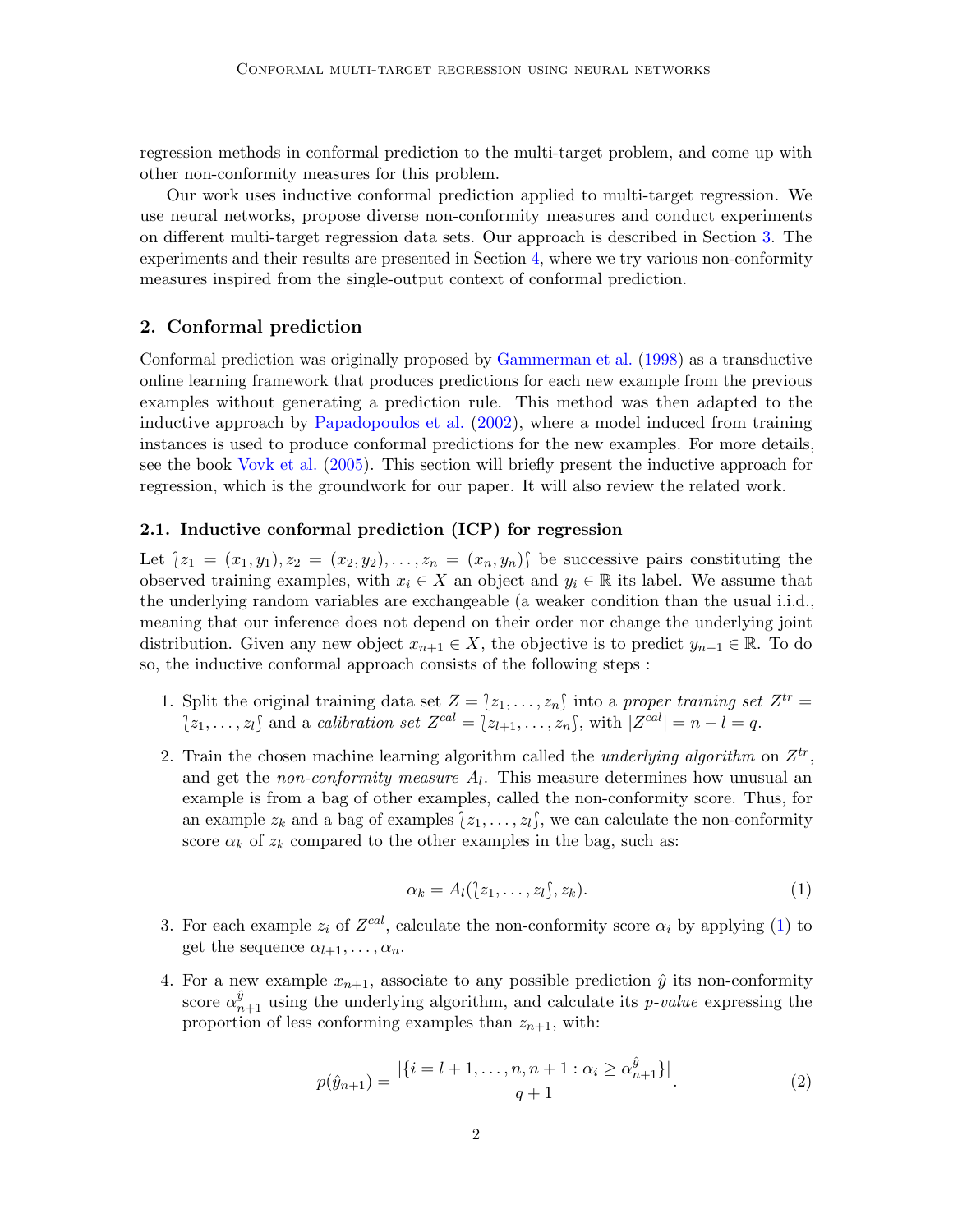regression methods in conformal prediction to the multi-target problem, and come up with other non-conformity measures for this problem.

Our work uses inductive conformal prediction applied to multi-target regression. We use neural networks, propose diverse non-conformity measures and conduct experiments on different multi-target regression data sets. Our approach is described in Section 3. The experiments and their results are presented in Section 4, where we try various non-conformity measures inspired from the single-output context of conformal prediction.

## 2. Conformal prediction

Conformal prediction was originally proposed by Gammerman et al. (1998) as a transductive online learning framework that produces predictions for each new example from the previous examples without generating a prediction rule. This method was then adapted to the inductive approach by Papadopoulos et al. (2002), where a model induced from training instances is used to produce conformal predictions for the new examples. For more details, see the book Vovk et al. (2005). This section will briefly present the inductive approach for regression, which is the groundwork for our paper. It will also review the related work.

### 2.1. Inductive conformal prediction (ICP) for regression

Let $\wr z_1 = (x_1, y_1), z_2 = (x_2, y_2), \ldots, z_n = (x_n, y_n) \int$ be successive pairs constituting the observed training examples, with $x_i \in X$ an object and $y_i \in \mathbb{R}$ its label. We assume that the underlying random variables are exchangeable (a weaker condition than the usual i.i.d., meaning that our inference does not depend on their order nor change the underlying joint distribution. Given any new object $x_{n+1} \in X$, the objective is to predict $y_{n+1} \in \mathbb{R}$. To do so, the inductive conformal approach consists of the following steps :

1. Split the original training data set $Z = \wr z_1, \ldots, z_n \int$ into a *proper training set* $Z^{tr} = \wr z_1, \ldots, z_l \int$ and a *calibration set* $Z^{cal} = \wr z_{l+1}, \ldots, z_n \int$, with $|Z^{cal}| = n - l = q$.

2. Train the chosen machine learning algorithm called the *underlying algorithm* on $Z^{tr}$, and get the *non-conformity measure* $A_l$. This measure determines how unusual an example is from a bag of other examples, called the non-conformity score. Thus, for an example $z_k$ and a bag of examples $\wr z_1, \ldots, z_l \int$, we can calculate the non-conformity score $\alpha_k$ of $z_k$ compared to the other examples in the bag, such as:

$$\alpha_k = A_l(\wr z_1, \ldots, z_l \int, z_k). \tag{1}$$

3. For each example $z_i$ of $Z^{cal}$, calculate the non-conformity score $\alpha_i$ by applying (1) to get the sequence $\alpha_{l+1}, \ldots, \alpha_n$.

4. For a new example $x_{n+1}$, associate to any possible prediction $\hat{y}$ its non-conformity score $\alpha_{n+1}^{\hat{y}}$ using the underlying algorithm, and calculate its *p-value* expressing the proportion of less conforming examples than $z_{n+1}$, with:

$$p(\hat{y}_{n+1}) = \frac{|\{i = l+1, \ldots, n, n+1 : \alpha_i \geq \alpha_{n+1}^{\hat{y}}\}|}{q+1}. \tag{2}$$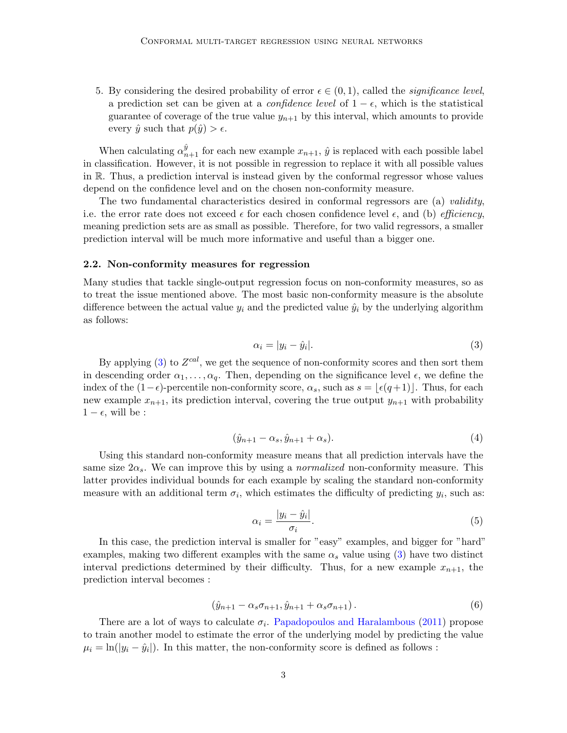5. By considering the desired probability of error $\epsilon \in (0, 1)$, called the *significance level*, a prediction set can be given at a *confidence level* of $1 - \epsilon$, which is the statistical guarantee of coverage of the true value $y_{n+1}$ by this interval, which amounts to provide every $\hat{y}$ such that $p(\hat{y}) > \epsilon$.

When calculating $\alpha_{n+1}^{\hat{y}}$ for each new example $x_{n+1}$, $\hat{y}$ is replaced with each possible label in classification. However, it is not possible in regression to replace it with all possible values in $\mathbb{R}$. Thus, a prediction interval is instead given by the conformal regressor whose values depend on the confidence level and on the chosen non-conformity measure.

The two fundamental characteristics desired in conformal regressors are (a) *validity*, i.e. the error rate does not exceed $\epsilon$ for each chosen confidence level $\epsilon$, and (b) *efficiency*, meaning prediction sets are as small as possible. Therefore, for two valid regressors, a smaller prediction interval will be much more informative and useful than a bigger one.

### 2.2. Non-conformity measures for regression

Many studies that tackle single-output regression focus on non-conformity measures, so as to treat the issue mentioned above. The most basic non-conformity measure is the absolute difference between the actual value $y_i$ and the predicted value $\hat{y}_i$ by the underlying algorithm as follows:

$$\alpha_i = |y_i - \hat{y}_i|. \tag{3}$$

By applying (3) to $Z^{cal}$, we get the sequence of non-conformity scores and then sort them in descending order $\alpha_1, \ldots, \alpha_q$. Then, depending on the significance level $\epsilon$, we define the index of the $(1-\epsilon)$-percentile non-conformity score, $\alpha_s$, such as $s = \lfloor \epsilon(q+1) \rfloor$. Thus, for each new example $x_{n+1}$, its prediction interval, covering the true output $y_{n+1}$ with probability $1 - \epsilon$, will be :

$$(\hat{y}_{n+1} - \alpha_s, \hat{y}_{n+1} + \alpha_s). \tag{4}$$

Using this standard non-conformity measure means that all prediction intervals have the same size $2\alpha_s$. We can improve this by using a *normalized* non-conformity measure. This latter provides individual bounds for each example by scaling the standard non-conformity measure with an additional term $\sigma_i$, which estimates the difficulty of predicting $y_i$, such as:

$$\alpha_i = \frac{|y_i - \hat{y}_i|}{\sigma_i}. \tag{5}$$

In this case, the prediction interval is smaller for "easy" examples, and bigger for "hard" examples, making two different examples with the same $\alpha_s$ value using (3) have two distinct interval predictions determined by their difficulty. Thus, for a new example $x_{n+1}$, the prediction interval becomes :

$$\left(\hat{y}_{n+1} - \alpha_s \sigma_{n+1}, \hat{y}_{n+1} + \alpha_s \sigma_{n+1}\right). \tag{6}$$

There are a lot of ways to calculate $\sigma_i$. Papadopoulos and Haralambous (2011) propose to train another model to estimate the error of the underlying model by predicting the value $\mu_i = \ln(|y_i - \hat{y}_i|)$. In this matter, the non-conformity score is defined as follows :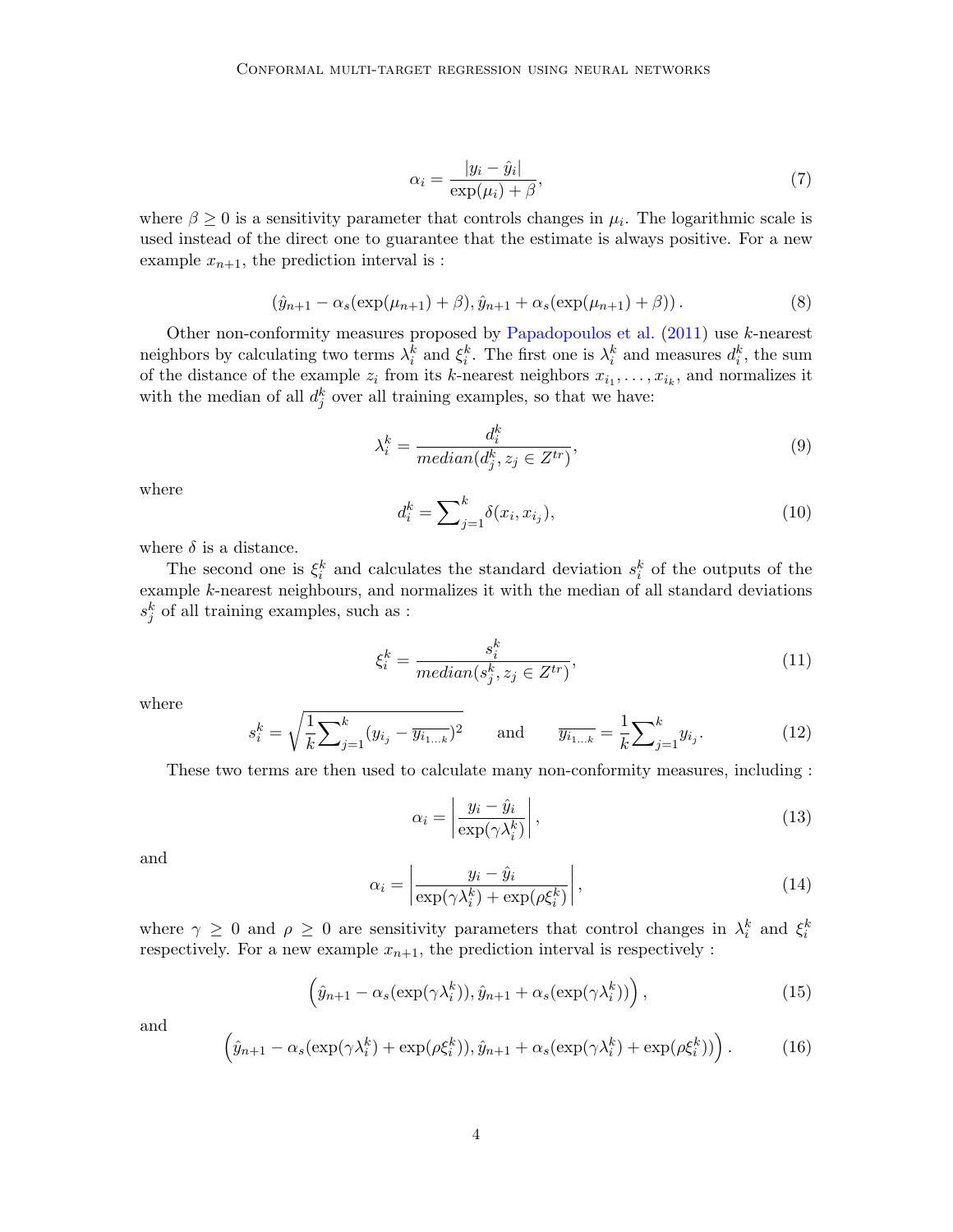$$\alpha_i = \frac{|y_i - \hat{y}_i|}{\exp(\mu_i) + \beta}, \tag{7}$$

where $\beta \geq 0$ is a sensitivity parameter that controls changes in $\mu_i$. The logarithmic scale is used instead of the direct one to guarantee that the estimate is always positive. For a new example $x_{n+1}$, the prediction interval is :

$$(\hat{y}_{n+1} - \alpha_s(\exp(\mu_{n+1}) + \beta), \hat{y}_{n+1} + \alpha_s(\exp(\mu_{n+1}) + \beta)). \tag{8}$$

Other non-conformity measures proposed by Papadopoulos et al. (2011) use $k$-nearest neighbors by calculating two terms $\lambda_i^k$ and $\xi_i^k$. The first one is $\lambda_i^k$ and measures $d_i^k$, the sum of the distance of the example $z_i$ from its $k$-nearest neighbors $x_{i_1}, \ldots, x_{i_k}$, and normalizes it with the median of all $d_j^k$ over all training examples, so that we have:

$$\lambda_i^k = \frac{d_i^k}{median(d_j^k, z_j \in Z^{tr})}, \tag{9}$$

where

$$d_i^k = \sum\nolimits_{j=1}^{k} \delta(x_i, x_{i_j}), \tag{10}$$

where $\delta$ is a distance.

The second one is $\xi_i^k$ and calculates the standard deviation $s_i^k$ of the outputs of the example $k$-nearest neighbours, and normalizes it with the median of all standard deviations $s_j^k$ of all training examples, such as :

$$\xi_i^k = \frac{s_i^k}{median(s_j^k, z_j \in Z^{tr})}, \tag{11}$$

where

$$s_i^k = \sqrt{\frac{1}{k}\sum\nolimits_{j=1}^{k}(y_{i_j} - \overline{y_{i_{1\ldots k}}})^2} \qquad \text{and} \qquad \overline{y_{i_{1\ldots k}}} = \frac{1}{k}\sum\nolimits_{j=1}^{k} y_{i_j}. \tag{12}$$

These two terms are then used to calculate many non-conformity measures, including :

$$\alpha_i = \left| \frac{y_i - \hat{y}_i}{\exp(\gamma \lambda_i^k)} \right|, \tag{13}$$

and

$$\alpha_i = \left| \frac{y_i - \hat{y}_i}{\exp(\gamma \lambda_i^k) + \exp(\rho \xi_i^k)} \right|, \tag{14}$$

where $\gamma \geq 0$ and $\rho \geq 0$ are sensitivity parameters that control changes in $\lambda_i^k$ and $\xi_i^k$ respectively. For a new example $x_{n+1}$, the prediction interval is respectively :

$$\left(\hat{y}_{n+1} - \alpha_s(\exp(\gamma \lambda_i^k)), \hat{y}_{n+1} + \alpha_s(\exp(\gamma \lambda_i^k))\right), \tag{15}$$

and

$$\left(\hat{y}_{n+1} - \alpha_s(\exp(\gamma \lambda_i^k) + \exp(\rho \xi_i^k)), \hat{y}_{n+1} + \alpha_s(\exp(\gamma \lambda_i^k) + \exp(\rho \xi_i^k))\right). \tag{16}$$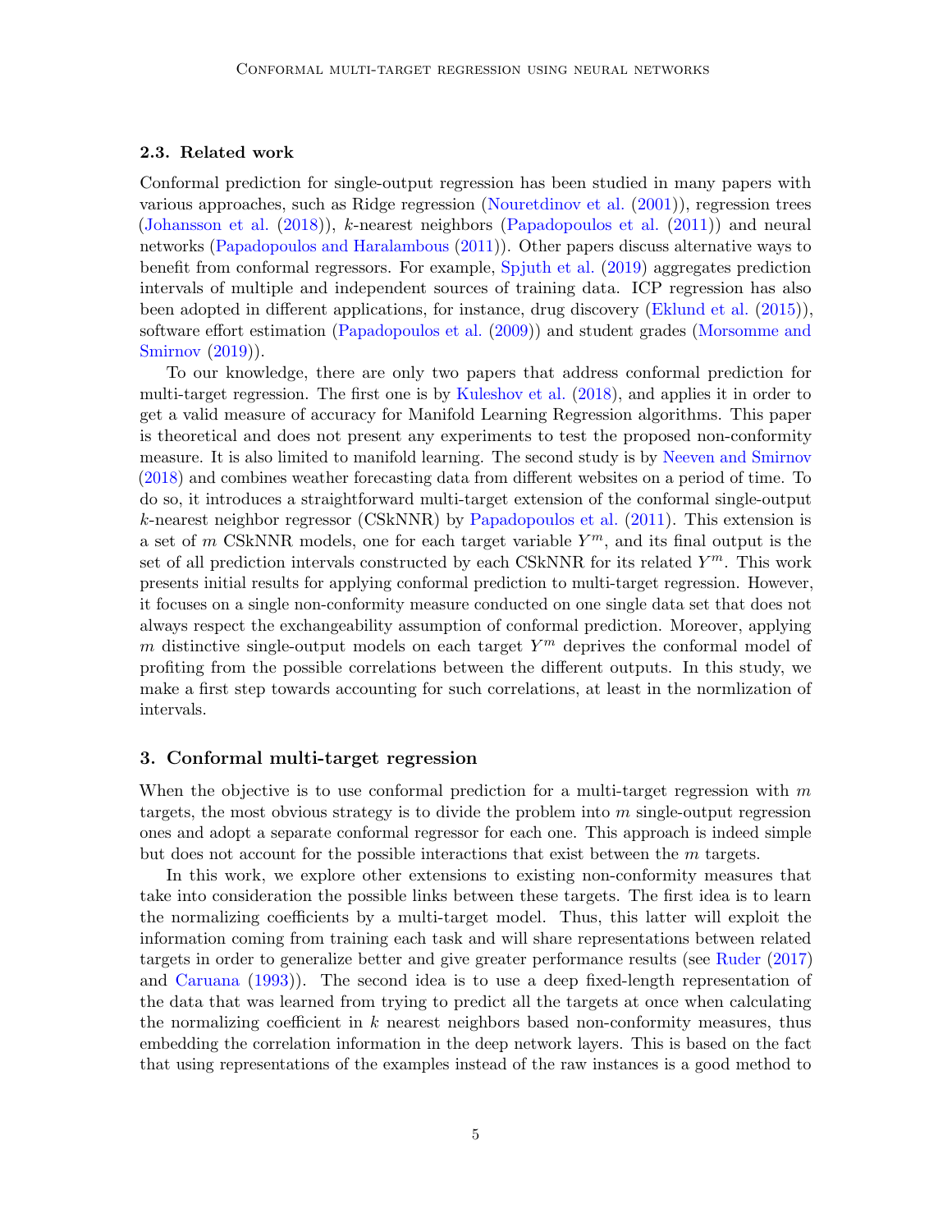### 2.3. Related work

Conformal prediction for single-output regression has been studied in many papers with various approaches, such as Ridge regression (Nouretdinov et al. (2001)), regression trees (Johansson et al. (2018)), $k$-nearest neighbors (Papadopoulos et al. (2011)) and neural networks (Papadopoulos and Haralambous (2011)). Other papers discuss alternative ways to benefit from conformal regressors. For example, Spjuth et al. (2019) aggregates prediction intervals of multiple and independent sources of training data. ICP regression has also been adopted in different applications, for instance, drug discovery (Eklund et al. (2015)), software effort estimation (Papadopoulos et al. (2009)) and student grades (Morsomme and Smirnov (2019)).

To our knowledge, there are only two papers that address conformal prediction for multi-target regression. The first one is by Kuleshov et al. (2018), and applies it in order to get a valid measure of accuracy for Manifold Learning Regression algorithms. This paper is theoretical and does not present any experiments to test the proposed non-conformity measure. It is also limited to manifold learning. The second study is by Neeven and Smirnov (2018) and combines weather forecasting data from different websites on a period of time. To do so, it introduces a straightforward multi-target extension of the conformal single-output $k$-nearest neighbor regressor (CSkNNR) by Papadopoulos et al. (2011). This extension is a set of $m$ CSkNNR models, one for each target variable $Y^m$, and its final output is the set of all prediction intervals constructed by each CSkNNR for its related $Y^m$. This work presents initial results for applying conformal prediction to multi-target regression. However, it focuses on a single non-conformity measure conducted on one single data set that does not always respect the exchangeability assumption of conformal prediction. Moreover, applying $m$ distinctive single-output models on each target $Y^m$ deprives the conformal model of profiting from the possible correlations between the different outputs. In this study, we make a first step towards accounting for such correlations, at least in the normlization of intervals.

## 3. Conformal multi-target regression

When the objective is to use conformal prediction for a multi-target regression with $m$ targets, the most obvious strategy is to divide the problem into $m$ single-output regression ones and adopt a separate conformal regressor for each one. This approach is indeed simple but does not account for the possible interactions that exist between the $m$ targets.

In this work, we explore other extensions to existing non-conformity measures that take into consideration the possible links between these targets. The first idea is to learn the normalizing coefficients by a multi-target model. Thus, this latter will exploit the information coming from training each task and will share representations between related targets in order to generalize better and give greater performance results (see Ruder (2017) and Caruana (1993)). The second idea is to use a deep fixed-length representation of the data that was learned from trying to predict all the targets at once when calculating the normalizing coefficient in $k$ nearest neighbors based non-conformity measures, thus embedding the correlation information in the deep network layers. This is based on the fact that using representations of the examples instead of the raw instances is a good method to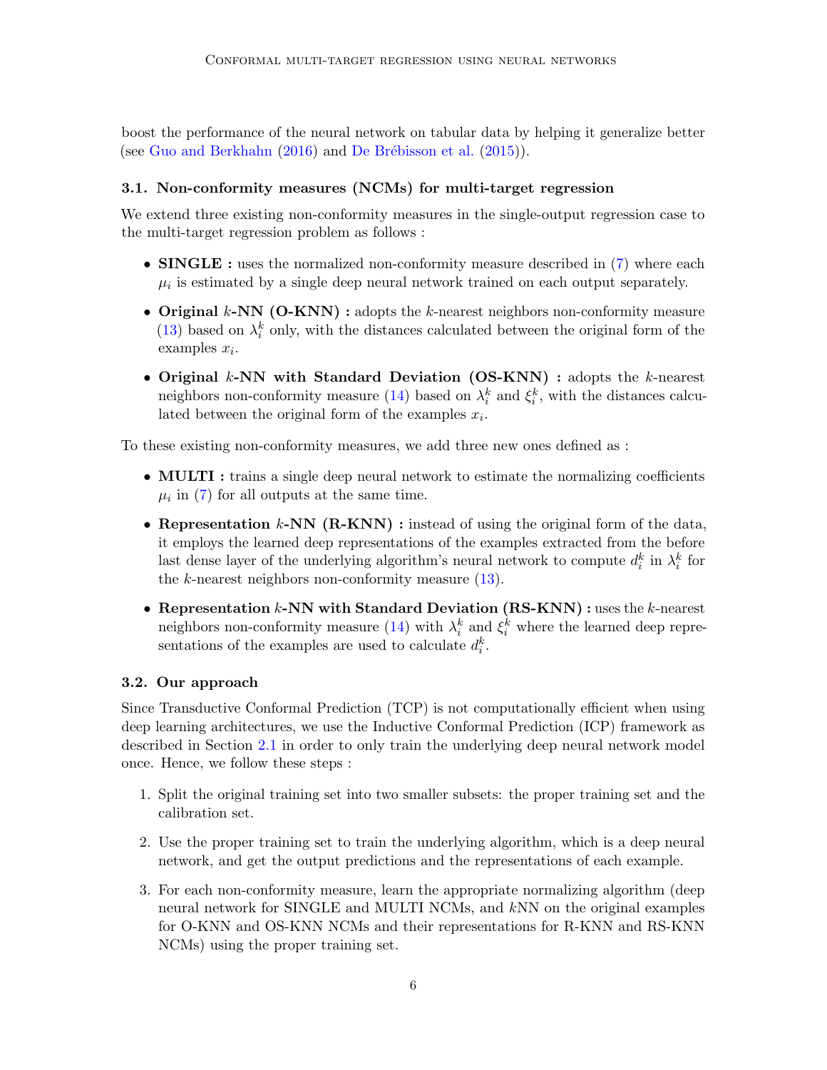boost the performance of the neural network on tabular data by helping it generalize better (see Guo and Berkhahn (2016) and De Brébisson et al. (2015)).

### 3.1. Non-conformity measures (NCMs) for multi-target regression

We extend three existing non-conformity measures in the single-output regression case to the multi-target regression problem as follows :

- **SINGLE :** uses the normalized non-conformity measure described in (7) where each $\mu_i$ is estimated by a single deep neural network trained on each output separately.
- **Original $k$-NN (O-KNN) :** adopts the $k$-nearest neighbors non-conformity measure (13) based on $\lambda_i^k$ only, with the distances calculated between the original form of the examples $x_i$.
- **Original $k$-NN with Standard Deviation (OS-KNN) :** adopts the $k$-nearest neighbors non-conformity measure (14) based on $\lambda_i^k$ and $\xi_i^k$, with the distances calculated between the original form of the examples $x_i$.

To these existing non-conformity measures, we add three new ones defined as :

- **MULTI :** trains a single deep neural network to estimate the normalizing coefficients $\mu_i$ in (7) for all outputs at the same time.
- **Representation $k$-NN (R-KNN) :** instead of using the original form of the data, it employs the learned deep representations of the examples extracted from the before last dense layer of the underlying algorithm's neural network to compute $d_i^k$ in $\lambda_i^k$ for the $k$-nearest neighbors non-conformity measure (13).
- **Representation $k$-NN with Standard Deviation (RS-KNN) :** uses the $k$-nearest neighbors non-conformity measure (14) with $\lambda_i^k$ and $\xi_i^k$ where the learned deep representations of the examples are used to calculate $d_i^k$.

### 3.2. Our approach

Since Transductive Conformal Prediction (TCP) is not computationally efficient when using deep learning architectures, we use the Inductive Conformal Prediction (ICP) framework as described in Section 2.1 in order to only train the underlying deep neural network model once. Hence, we follow these steps :

1. Split the original training set into two smaller subsets: the proper training set and the calibration set.
2. Use the proper training set to train the underlying algorithm, which is a deep neural network, and get the output predictions and the representations of each example.
3. For each non-conformity measure, learn the appropriate normalizing algorithm (deep neural network for SINGLE and MULTI NCMs, and $k$NN on the original examples for O-KNN and OS-KNN NCMs and their representations for R-KNN and RS-KNN NCMs) using the proper training set.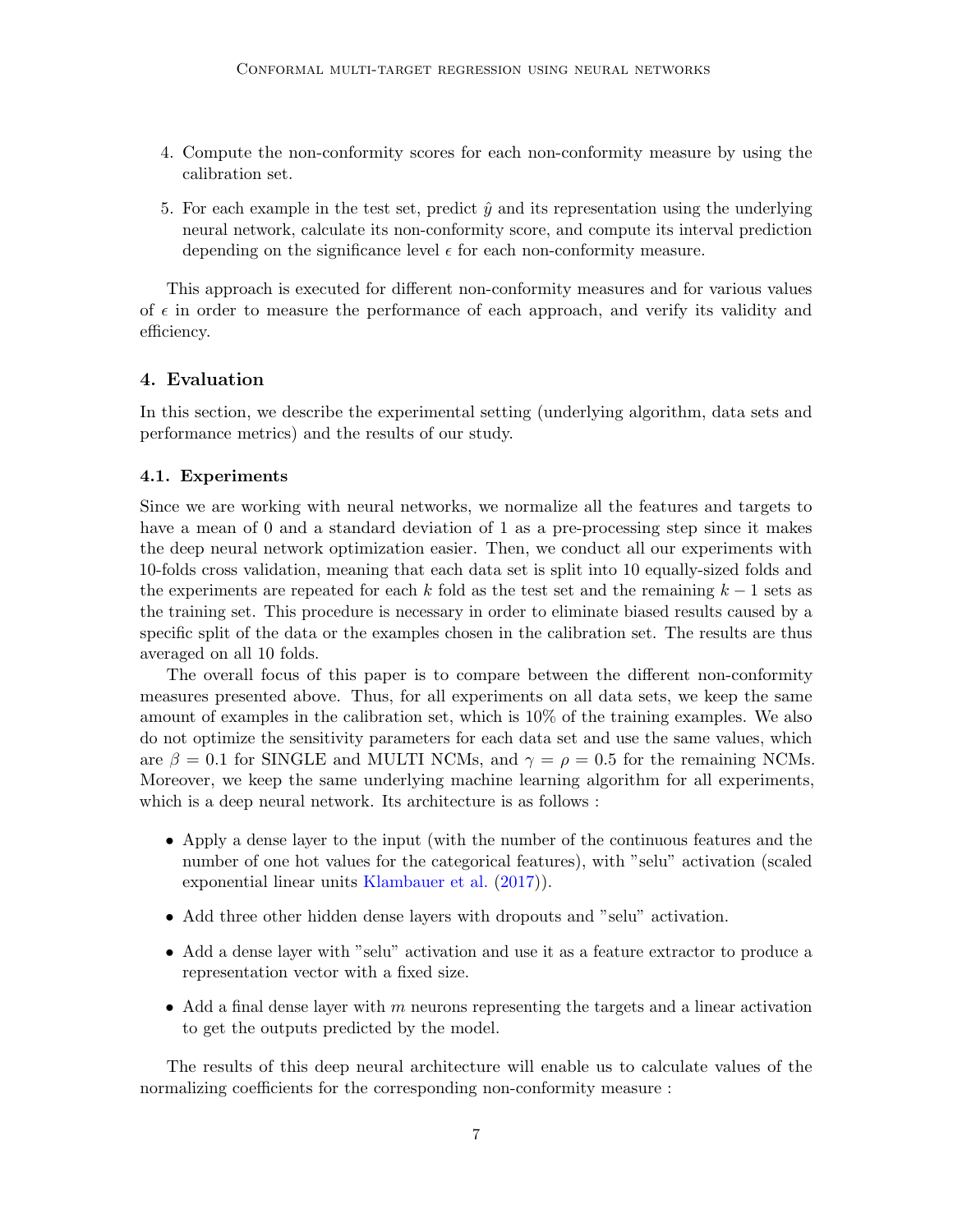4. Compute the non-conformity scores for each non-conformity measure by using the calibration set.
5. For each example in the test set, predict $\hat{y}$ and its representation using the underlying neural network, calculate its non-conformity score, and compute its interval prediction depending on the significance level $\epsilon$ for each non-conformity measure.

This approach is executed for different non-conformity measures and for various values of $\epsilon$ in order to measure the performance of each approach, and verify its validity and efficiency.

## 4. Evaluation

In this section, we describe the experimental setting (underlying algorithm, data sets and performance metrics) and the results of our study.

### 4.1. Experiments

Since we are working with neural networks, we normalize all the features and targets to have a mean of 0 and a standard deviation of 1 as a pre-processing step since it makes the deep neural network optimization easier. Then, we conduct all our experiments with 10-folds cross validation, meaning that each data set is split into 10 equally-sized folds and the experiments are repeated for each $k$ fold as the test set and the remaining $k-1$ sets as the training set. This procedure is necessary in order to eliminate biased results caused by a specific split of the data or the examples chosen in the calibration set. The results are thus averaged on all 10 folds.

The overall focus of this paper is to compare between the different non-conformity measures presented above. Thus, for all experiments on all data sets, we keep the same amount of examples in the calibration set, which is 10% of the training examples. We also do not optimize the sensitivity parameters for each data set and use the same values, which are $\beta = 0.1$ for SINGLE and MULTI NCMs, and $\gamma = \rho = 0.5$ for the remaining NCMs. Moreover, we keep the same underlying machine learning algorithm for all experiments, which is a deep neural network. Its architecture is as follows :

- Apply a dense layer to the input (with the number of the continuous features and the number of one hot values for the categorical features), with "selu" activation (scaled exponential linear units Klambauer et al. (2017)).
- Add three other hidden dense layers with dropouts and "selu" activation.
- Add a dense layer with "selu" activation and use it as a feature extractor to produce a representation vector with a fixed size.
- Add a final dense layer with $m$ neurons representing the targets and a linear activation to get the outputs predicted by the model.

The results of this deep neural architecture will enable us to calculate values of the normalizing coefficients for the corresponding non-conformity measure :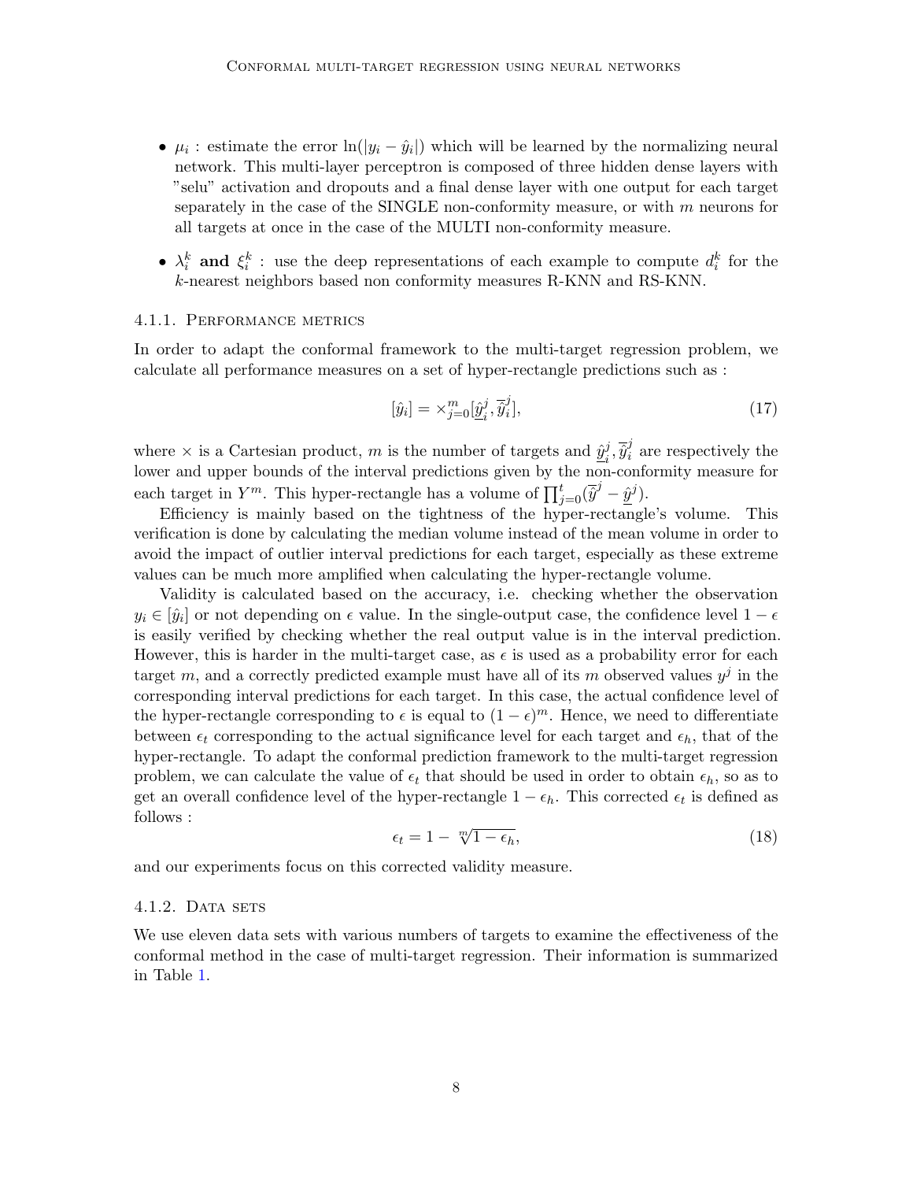- $\mu_i$ : estimate the error $\ln(|y_i - \hat{y}_i|)$ which will be learned by the normalizing neural network. This multi-layer perceptron is composed of three hidden dense layers with "selu" activation and dropouts and a final dense layer with one output for each target separately in the case of the SINGLE non-conformity measure, or with $m$ neurons for all targets at once in the case of the MULTI non-conformity measure.

- **$\lambda_i^k$ and $\xi_i^k$** : use the deep representations of each example to compute $d_i^k$ for the $k$-nearest neighbors based non conformity measures R-KNN and RS-KNN.

#### 4.1.1. Performance metrics

In order to adapt the conformal framework to the multi-target regression problem, we calculate all performance measures on a set of hyper-rectangle predictions such as :

$$[\hat{y}_i] = \times_{j=0}^{m} [\underline{\hat{y}}_i^j, \overline{\hat{y}}_i^j], \tag{17}$$

where $\times$ is a Cartesian product, $m$ is the number of targets and $\underline{\hat{y}}_i^j, \overline{\hat{y}}_i^j$ are respectively the lower and upper bounds of the interval predictions given by the non-conformity measure for each target in $Y^m$. This hyper-rectangle has a volume of $\prod_{j=0}^{t}(\overline{\hat{y}}^j - \underline{\hat{y}}^j)$.

Efficiency is mainly based on the tightness of the hyper-rectangle's volume. This verification is done by calculating the median volume instead of the mean volume in order to avoid the impact of outlier interval predictions for each target, especially as these extreme values can be much more amplified when calculating the hyper-rectangle volume.

Validity is calculated based on the accuracy, i.e. checking whether the observation $y_i \in [\hat{y}_i]$ or not depending on $\epsilon$ value. In the single-output case, the confidence level $1 - \epsilon$ is easily verified by checking whether the real output value is in the interval prediction. However, this is harder in the multi-target case, as $\epsilon$ is used as a probability error for each target $m$, and a correctly predicted example must have all of its $m$ observed values $y^j$ in the corresponding interval predictions for each target. In this case, the actual confidence level of the hyper-rectangle corresponding to $\epsilon$ is equal to $(1 - \epsilon)^m$. Hence, we need to differentiate between $\epsilon_t$ corresponding to the actual significance level for each target and $\epsilon_h$, that of the hyper-rectangle. To adapt the conformal prediction framework to the multi-target regression problem, we can calculate the value of $\epsilon_t$ that should be used in order to obtain $\epsilon_h$, so as to get an overall confidence level of the hyper-rectangle $1 - \epsilon_h$. This corrected $\epsilon_t$ is defined as follows :

$$\epsilon_t = 1 - \sqrt[m]{1 - \epsilon_h}, \tag{18}$$

and our experiments focus on this corrected validity measure.

#### 4.1.2. Data sets

We use eleven data sets with various numbers of targets to examine the effectiveness of the conformal method in the case of multi-target regression. Their information is summarized in Table 1.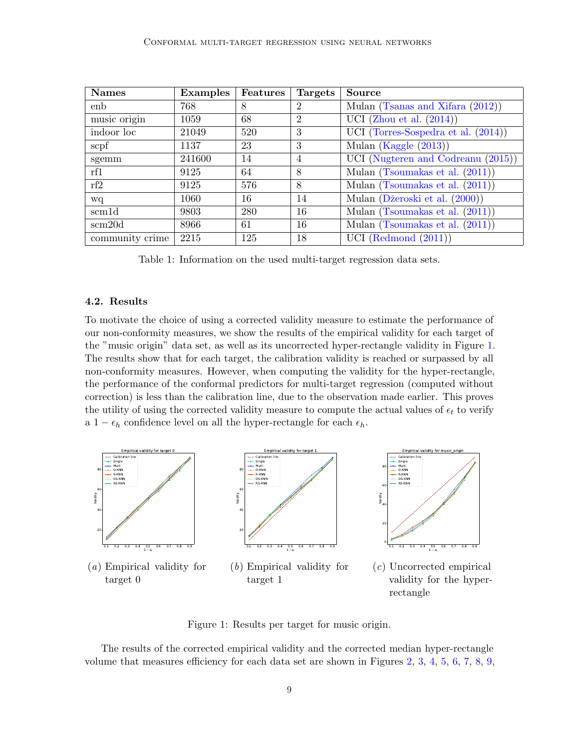| Names | Examples | Features | Targets | Source |
|---|---|---|---|---|
| enb | 768 | 8 | 2 | Mulan (Tsanas and Xifara (2012)) |
| music origin | 1059 | 68 | 2 | UCI (Zhou et al. (2014)) |
| indoor loc | 21049 | 520 | 3 | UCI (Torres-Sospedra et al. (2014)) |
| scpf | 1137 | 23 | 3 | Mulan (Kaggle (2013)) |
| sgemm | 241600 | 14 | 4 | UCI (Nugteren and Codreanu (2015)) |
| rf1 | 9125 | 64 | 8 | Mulan (Tsoumakas et al. (2011)) |
| rf2 | 9125 | 576 | 8 | Mulan (Tsoumakas et al. (2011)) |
| wq | 1060 | 16 | 14 | Mulan (Džeroski et al. (2000)) |
| scm1d | 9803 | 280 | 16 | Mulan (Tsoumakas et al. (2011)) |
| scm20d | 8966 | 61 | 16 | Mulan (Tsoumakas et al. (2011)) |
| community crime | 2215 | 125 | 18 | UCI (Redmond (2011)) |

Table 1: Information on the used multi-target regression data sets.

### 4.2. Results

To motivate the choice of using a corrected validity measure to estimate the performance of our non-conformity measures, we show the results of the empirical validity for each target of the "music origin" data set, as well as its uncorrected hyper-rectangle validity in Figure 1. The results show that for each target, the calibration validity is reached or surpassed by all non-conformity measures. However, when computing the validity for the hyper-rectangle, the performance of the conformal predictors for multi-target regression (computed without correction) is less than the calibration line, due to the observation made earlier. This proves the utility of using the corrected validity measure to compute the actual values of $\epsilon_t$ to verify a $1 - \epsilon_h$ confidence level on all the hyper-rectangle for each $\epsilon_h$.

(*a*) Empirical validity for target 0

(*b*) Empirical validity for target 1

(*c*) Uncorrected empirical validity for the hyper-rectangle

Figure 1: Results per target for music origin.

The results of the corrected empirical validity and the corrected median hyper-rectangle volume that measures efficiency for each data set are shown in Figures 2, 3, 4, 5, 6, 7, 8, 9,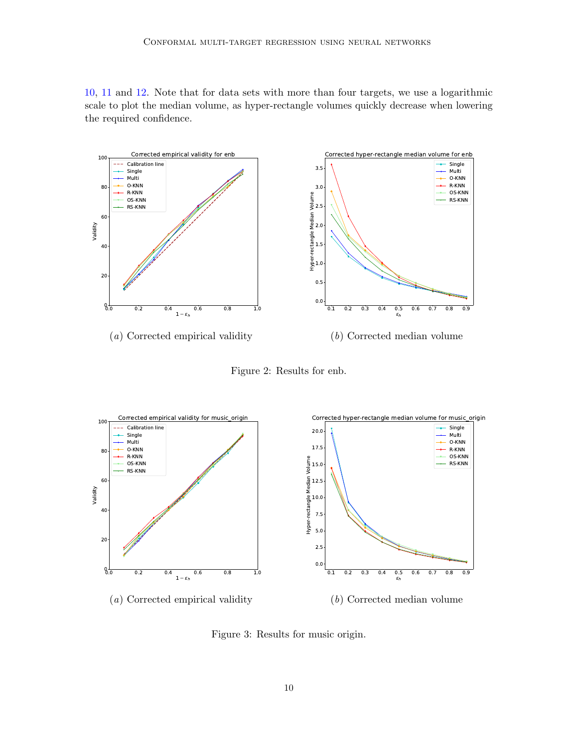10, 11 and 12. Note that for data sets with more than four targets, we use a logarithmic scale to plot the median volume, as hyper-rectangle volumes quickly decrease when lowering the required confidence.

(a) Corrected empirical validity

(b) Corrected median volume

Figure 2: Results for enb.

(a) Corrected empirical validity

(b) Corrected median volume

Figure 3: Results for music origin.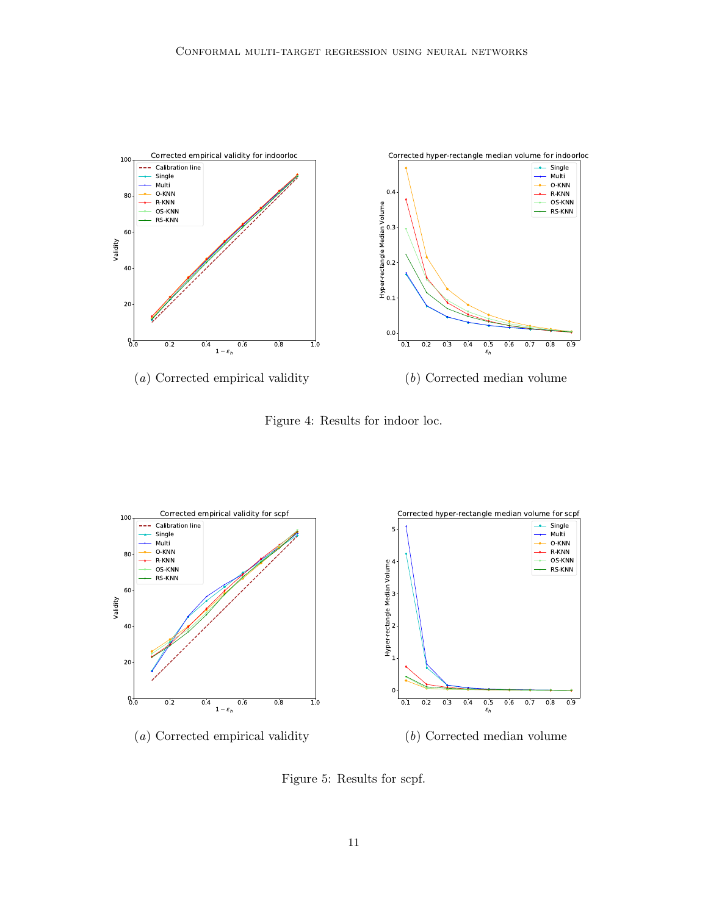(*a*) Corrected empirical validity

(*b*) Corrected median volume

Figure 4: Results for indoor loc.

(*a*) Corrected empirical validity

(*b*) Corrected median volume

Figure 5: Results for scpf.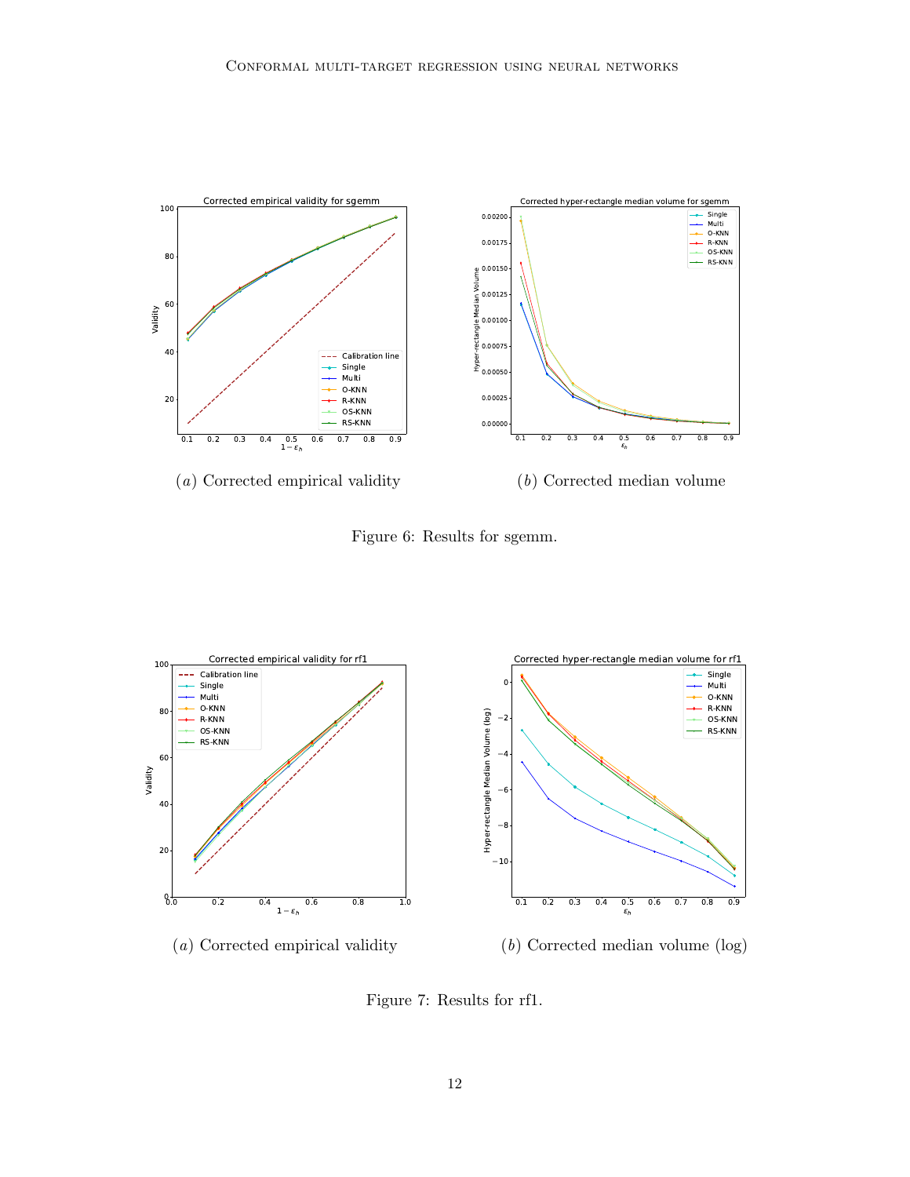(a) Corrected empirical validity

(b) Corrected median volume

Figure 6: Results for sgemm.

(a) Corrected empirical validity

(b) Corrected median volume (log)

Figure 7: Results for rf1.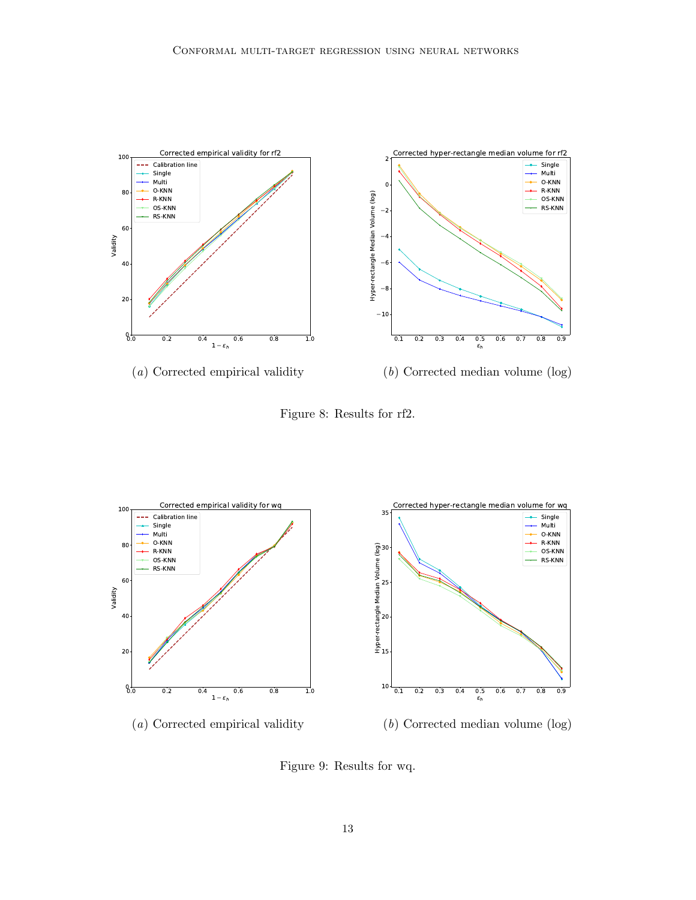(a) Corrected empirical validity

(b) Corrected median volume (log)

Figure 8: Results for rf2.

(a) Corrected empirical validity

(b) Corrected median volume (log)

Figure 9: Results for wq.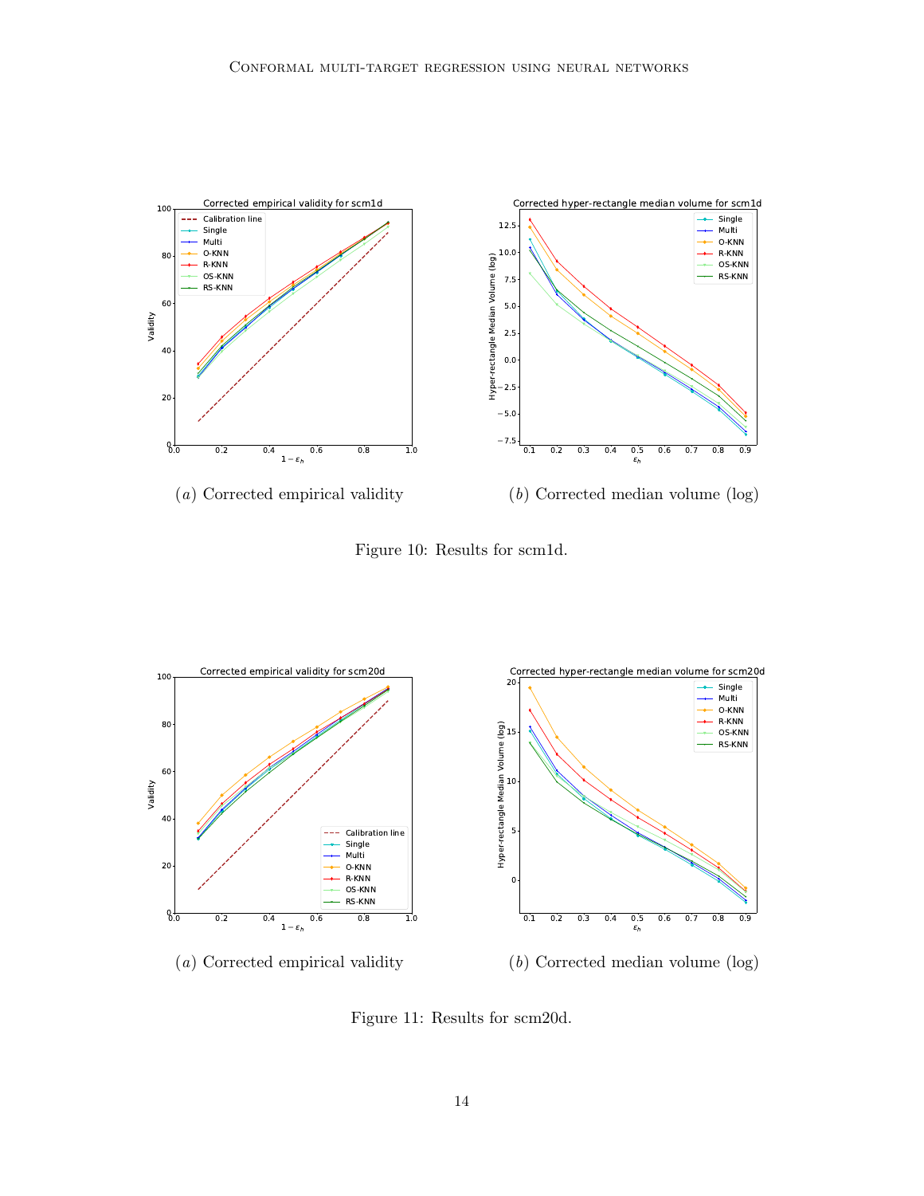(a) Corrected empirical validity

(b) Corrected median volume (log)

Figure 10: Results for scm1d.

(a) Corrected empirical validity

(b) Corrected median volume (log)

Figure 11: Results for scm20d.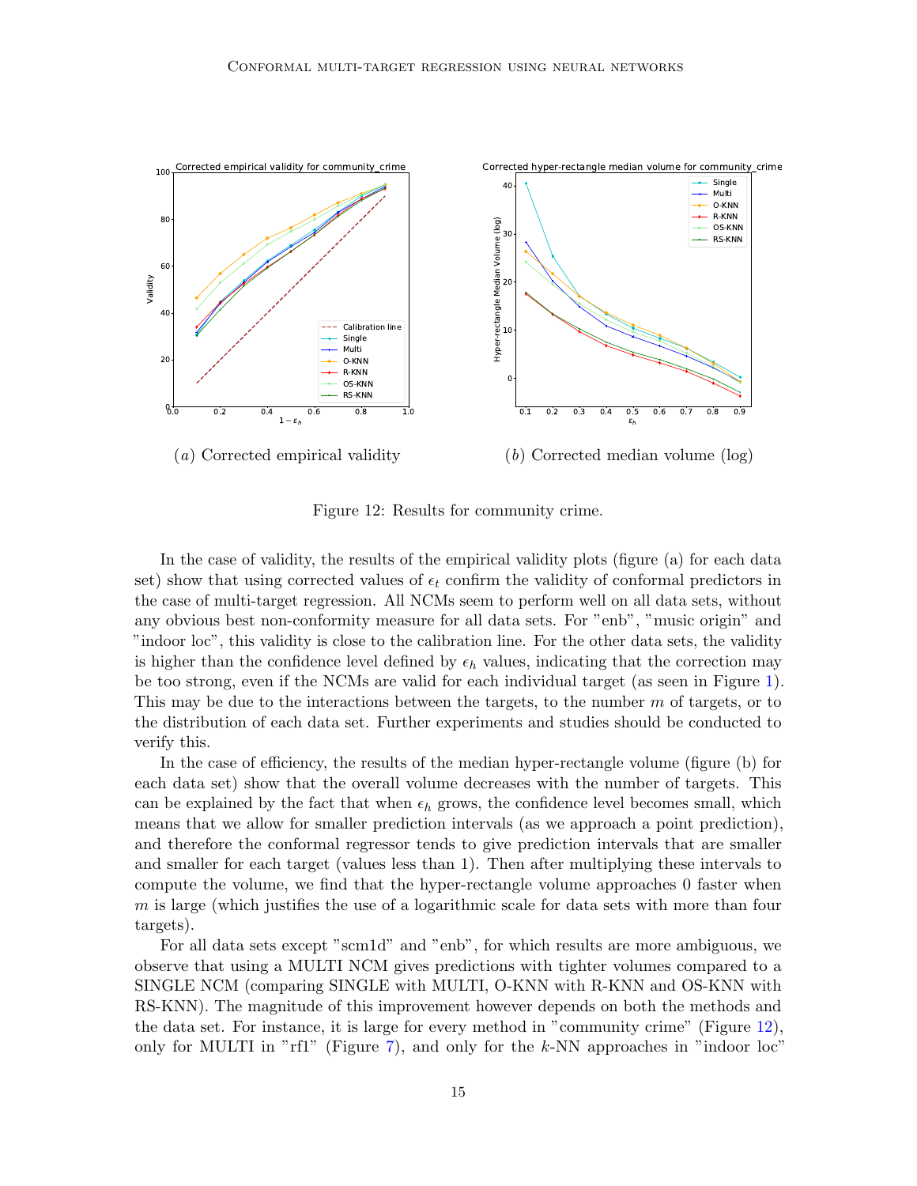(*a*) Corrected empirical validity

(*b*) Corrected median volume (log)

Figure 12: Results for community crime.

In the case of validity, the results of the empirical validity plots (figure (a) for each data set) show that using corrected values of $\epsilon_t$ confirm the validity of conformal predictors in the case of multi-target regression. All NCMs seem to perform well on all data sets, without any obvious best non-conformity measure for all data sets. For "enb", "music origin" and "indoor loc", this validity is close to the calibration line. For the other data sets, the validity is higher than the confidence level defined by $\epsilon_h$ values, indicating that the correction may be too strong, even if the NCMs are valid for each individual target (as seen in Figure 1). This may be due to the interactions between the targets, to the number $m$ of targets, or to the distribution of each data set. Further experiments and studies should be conducted to verify this.

In the case of efficiency, the results of the median hyper-rectangle volume (figure (b) for each data set) show that the overall volume decreases with the number of targets. This can be explained by the fact that when $\epsilon_h$ grows, the confidence level becomes small, which means that we allow for smaller prediction intervals (as we approach a point prediction), and therefore the conformal regressor tends to give prediction intervals that are smaller and smaller for each target (values less than 1). Then after multiplying these intervals to compute the volume, we find that the hyper-rectangle volume approaches 0 faster when $m$ is large (which justifies the use of a logarithmic scale for data sets with more than four targets).

For all data sets except "scm1d" and "enb", for which results are more ambiguous, we observe that using a MULTI NCM gives predictions with tighter volumes compared to a SINGLE NCM (comparing SINGLE with MULTI, O-KNN with R-KNN and OS-KNN with RS-KNN). The magnitude of this improvement however depends on both the methods and the data set. For instance, it is large for every method in "community crime" (Figure 12), only for MULTI in "rf1" (Figure 7), and only for the $k$-NN approaches in "indoor loc"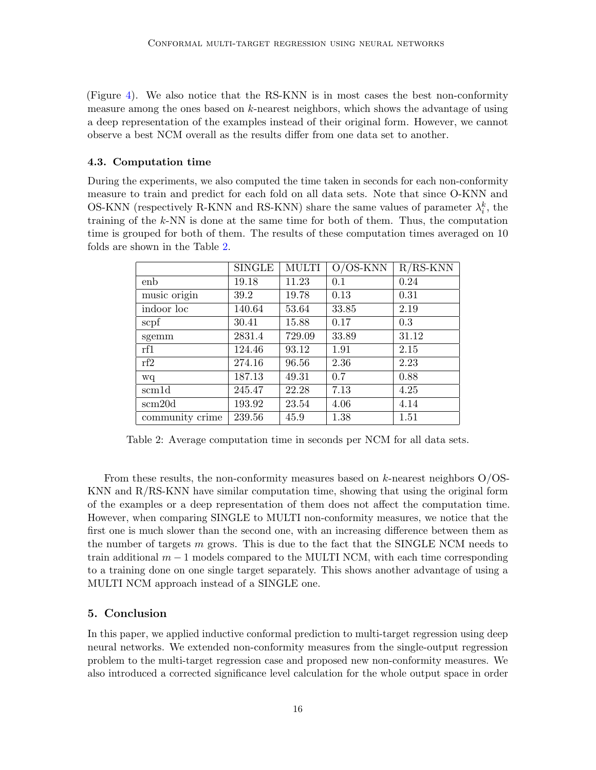(Figure 4). We also notice that the RS-KNN is in most cases the best non-conformity measure among the ones based on $k$-nearest neighbors, which shows the advantage of using a deep representation of the examples instead of their original form. However, we cannot observe a best NCM overall as the results differ from one data set to another.

### 4.3. Computation time

During the experiments, we also computed the time taken in seconds for each non-conformity measure to train and predict for each fold on all data sets. Note that since O-KNN and OS-KNN (respectively R-KNN and RS-KNN) share the same values of parameter $\lambda_i^k$, the training of the $k$-NN is done at the same time for both of them. Thus, the computation time is grouped for both of them. The results of these computation times averaged on 10 folds are shown in the Table 2.

| | SINGLE | MULTI | O/OS-KNN | R/RS-KNN |
|---|---|---|---|---|
| enb | 19.18 | 11.23 | 0.1 | 0.24 |
| music origin | 39.2 | 19.78 | 0.13 | 0.31 |
| indoor loc | 140.64 | 53.64 | 33.85 | 2.19 |
| scpf | 30.41 | 15.88 | 0.17 | 0.3 |
| sgemm | 2831.4 | 729.09 | 33.89 | 31.12 |
| rf1 | 124.46 | 93.12 | 1.91 | 2.15 |
| rf2 | 274.16 | 96.56 | 2.36 | 2.23 |
| wq | 187.13 | 49.31 | 0.7 | 0.88 |
| scm1d | 245.47 | 22.28 | 7.13 | 4.25 |
| scm20d | 193.92 | 23.54 | 4.06 | 4.14 |
| community crime | 239.56 | 45.9 | 1.38 | 1.51 |

Table 2: Average computation time in seconds per NCM for all data sets.

From these results, the non-conformity measures based on $k$-nearest neighbors O/OS-KNN and R/RS-KNN have similar computation time, showing that using the original form of the examples or a deep representation of them does not affect the computation time. However, when comparing SINGLE to MULTI non-conformity measures, we notice that the first one is much slower than the second one, with an increasing difference between them as the number of targets $m$ grows. This is due to the fact that the SINGLE NCM needs to train additional $m-1$ models compared to the MULTI NCM, with each time corresponding to a training done on one single target separately. This shows another advantage of using a MULTI NCM approach instead of a SINGLE one.

## 5. Conclusion

In this paper, we applied inductive conformal prediction to multi-target regression using deep neural networks. We extended non-conformity measures from the single-output regression problem to the multi-target regression case and proposed new non-conformity measures. We also introduced a corrected significance level calculation for the whole output space in order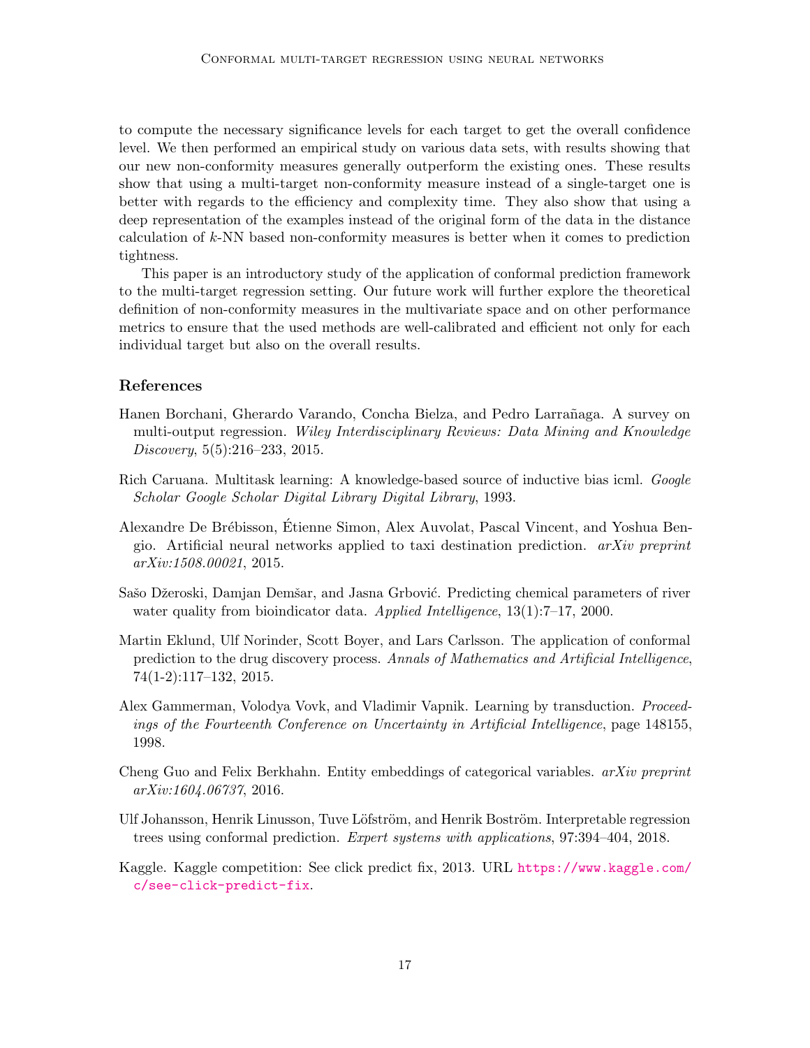to compute the necessary significance levels for each target to get the overall confidence level. We then performed an empirical study on various data sets, with results showing that our new non-conformity measures generally outperform the existing ones. These results show that using a multi-target non-conformity measure instead of a single-target one is better with regards to the efficiency and complexity time. They also show that using a deep representation of the examples instead of the original form of the data in the distance calculation of $k$-NN based non-conformity measures is better when it comes to prediction tightness.

This paper is an introductory study of the application of conformal prediction framework to the multi-target regression setting. Our future work will further explore the theoretical definition of non-conformity measures in the multivariate space and on other performance metrics to ensure that the used methods are well-calibrated and efficient not only for each individual target but also on the overall results.

## References

Hanen Borchani, Gherardo Varando, Concha Bielza, and Pedro Larrañaga. A survey on multi-output regression. *Wiley Interdisciplinary Reviews: Data Mining and Knowledge Discovery*, 5(5):216–233, 2015.

Rich Caruana. Multitask learning: A knowledge-based source of inductive bias icml. *Google Scholar Google Scholar Digital Library Digital Library*, 1993.

Alexandre De Brébisson, Étienne Simon, Alex Auvolat, Pascal Vincent, and Yoshua Bengio. Artificial neural networks applied to taxi destination prediction. *arXiv preprint arXiv:1508.00021*, 2015.

Sašo Džeroski, Damjan Demšar, and Jasna Grbović. Predicting chemical parameters of river water quality from bioindicator data. *Applied Intelligence*, 13(1):7–17, 2000.

Martin Eklund, Ulf Norinder, Scott Boyer, and Lars Carlsson. The application of conformal prediction to the drug discovery process. *Annals of Mathematics and Artificial Intelligence*, 74(1-2):117–132, 2015.

Alex Gammerman, Volodya Vovk, and Vladimir Vapnik. Learning by transduction. *Proceedings of the Fourteenth Conference on Uncertainty in Artificial Intelligence*, page 148155, 1998.

Cheng Guo and Felix Berkhahn. Entity embeddings of categorical variables. *arXiv preprint arXiv:1604.06737*, 2016.

Ulf Johansson, Henrik Linusson, Tuve Löfström, and Henrik Boström. Interpretable regression trees using conformal prediction. *Expert systems with applications*, 97:394–404, 2018.

Kaggle. Kaggle competition: See click predict fix, 2013. URL https://www.kaggle.com/c/see-click-predict-fix.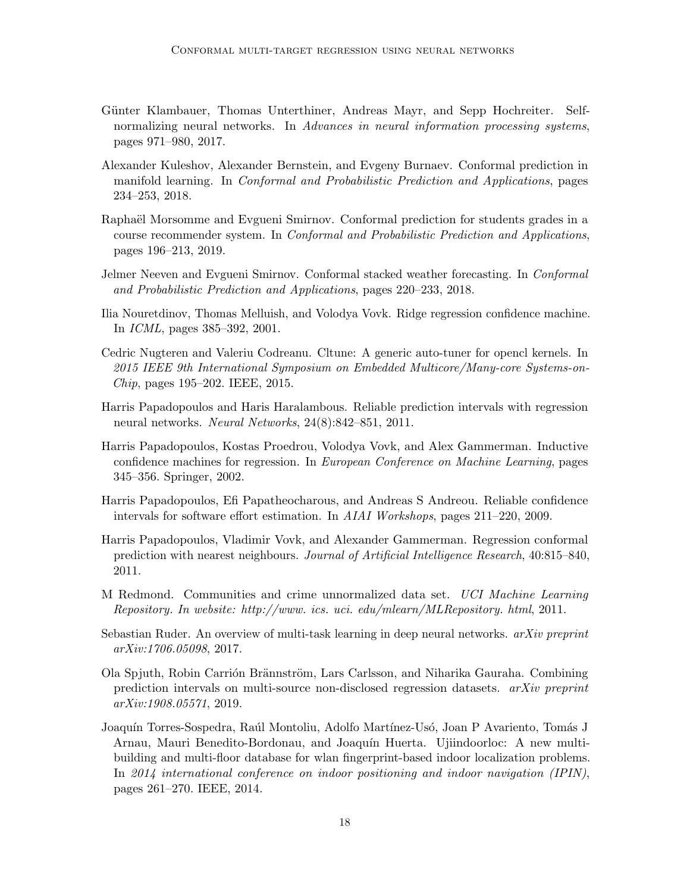Günter Klambauer, Thomas Unterthiner, Andreas Mayr, and Sepp Hochreiter. Self-normalizing neural networks. In *Advances in neural information processing systems*, pages 971–980, 2017.

Alexander Kuleshov, Alexander Bernstein, and Evgeny Burnaev. Conformal prediction in manifold learning. In *Conformal and Probabilistic Prediction and Applications*, pages 234–253, 2018.

Raphaël Morsomme and Evgueni Smirnov. Conformal prediction for students grades in a course recommender system. In *Conformal and Probabilistic Prediction and Applications*, pages 196–213, 2019.

Jelmer Neeven and Evgueni Smirnov. Conformal stacked weather forecasting. In *Conformal and Probabilistic Prediction and Applications*, pages 220–233, 2018.

Ilia Nouretdinov, Thomas Melluish, and Volodya Vovk. Ridge regression confidence machine. In *ICML*, pages 385–392, 2001.

Cedric Nugteren and Valeriu Codreanu. Cltune: A generic auto-tuner for opencl kernels. In *2015 IEEE 9th International Symposium on Embedded Multicore/Many-core Systems-on-Chip*, pages 195–202. IEEE, 2015.

Harris Papadopoulos and Haris Haralambous. Reliable prediction intervals with regression neural networks. *Neural Networks*, 24(8):842–851, 2011.

Harris Papadopoulos, Kostas Proedrou, Volodya Vovk, and Alex Gammerman. Inductive confidence machines for regression. In *European Conference on Machine Learning*, pages 345–356. Springer, 2002.

Harris Papadopoulos, Efi Papatheocharous, and Andreas S Andreou. Reliable confidence intervals for software effort estimation. In *AIAI Workshops*, pages 211–220, 2009.

Harris Papadopoulos, Vladimir Vovk, and Alexander Gammerman. Regression conformal prediction with nearest neighbours. *Journal of Artificial Intelligence Research*, 40:815–840, 2011.

M Redmond. Communities and crime unnormalized data set. *UCI Machine Learning Repository. In website: http://www. ics. uci. edu/mlearn/MLRepository. html*, 2011.

Sebastian Ruder. An overview of multi-task learning in deep neural networks. *arXiv preprint arXiv:1706.05098*, 2017.

Ola Spjuth, Robin Carrión Brännström, Lars Carlsson, and Niharika Gauraha. Combining prediction intervals on multi-source non-disclosed regression datasets. *arXiv preprint arXiv:1908.05571*, 2019.

Joaquín Torres-Sospedra, Raúl Montoliu, Adolfo Martínez-Usó, Joan P Avariento, Tomás J Arnau, Mauri Benedito-Bordonau, and Joaquín Huerta. Ujiindoorloc: A new multi-building and multi-floor database for wlan fingerprint-based indoor localization problems. In *2014 international conference on indoor positioning and indoor navigation (IPIN)*, pages 261–270. IEEE, 2014.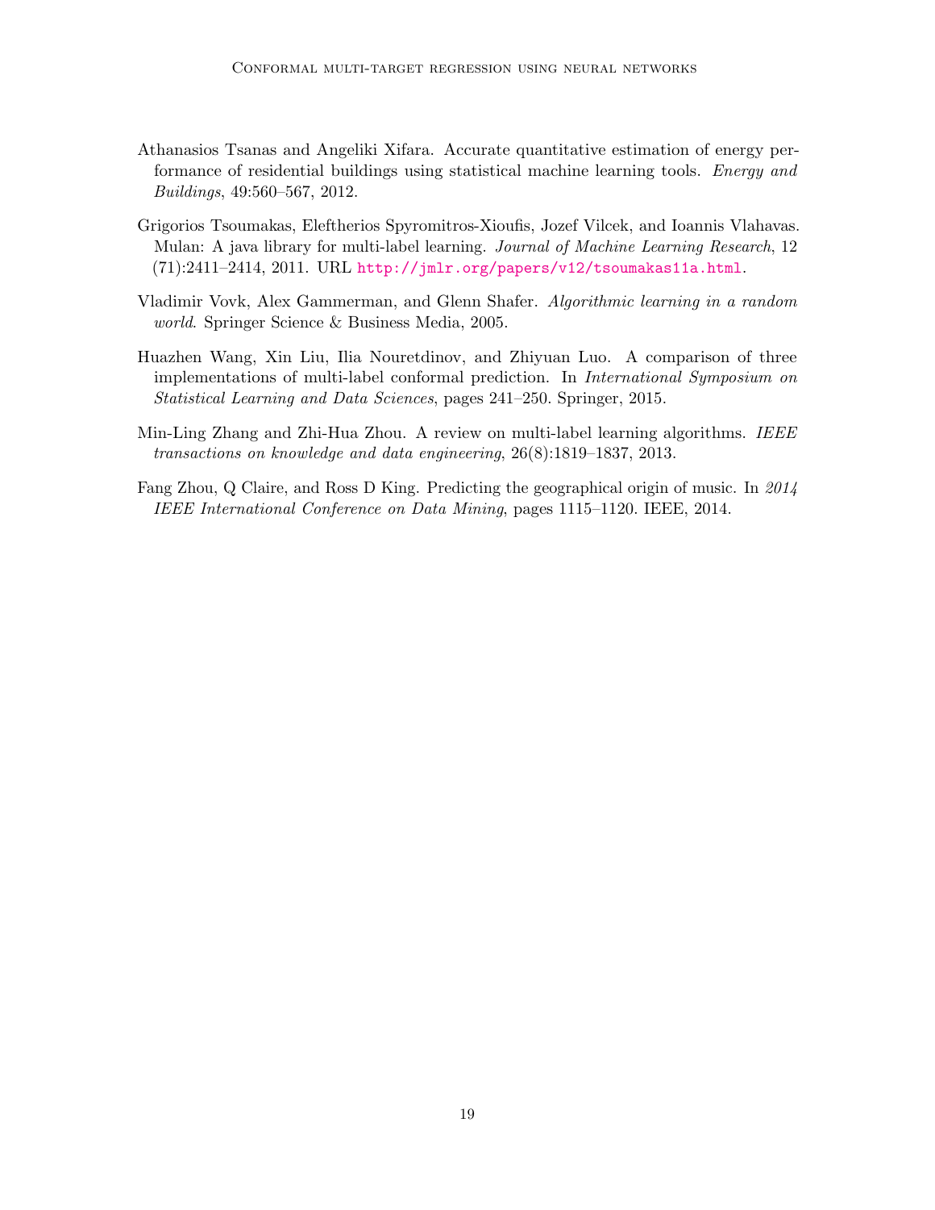Athanasios Tsanas and Angeliki Xifara. Accurate quantitative estimation of energy performance of residential buildings using statistical machine learning tools. *Energy and Buildings*, 49:560–567, 2012.

Grigorios Tsoumakas, Eleftherios Spyromitros-Xioufis, Jozef Vilcek, and Ioannis Vlahavas. Mulan: A java library for multi-label learning. *Journal of Machine Learning Research*, 12 (71):2411–2414, 2011. URL http://jmlr.org/papers/v12/tsoumakas11a.html.

Vladimir Vovk, Alex Gammerman, and Glenn Shafer. *Algorithmic learning in a random world*. Springer Science & Business Media, 2005.

Huazhen Wang, Xin Liu, Ilia Nouretdinov, and Zhiyuan Luo. A comparison of three implementations of multi-label conformal prediction. In *International Symposium on Statistical Learning and Data Sciences*, pages 241–250. Springer, 2015.

Min-Ling Zhang and Zhi-Hua Zhou. A review on multi-label learning algorithms. *IEEE transactions on knowledge and data engineering*, 26(8):1819–1837, 2013.

Fang Zhou, Q Claire, and Ross D King. Predicting the geographical origin of music. In *2014 IEEE International Conference on Data Mining*, pages 1115–1120. IEEE, 2014.